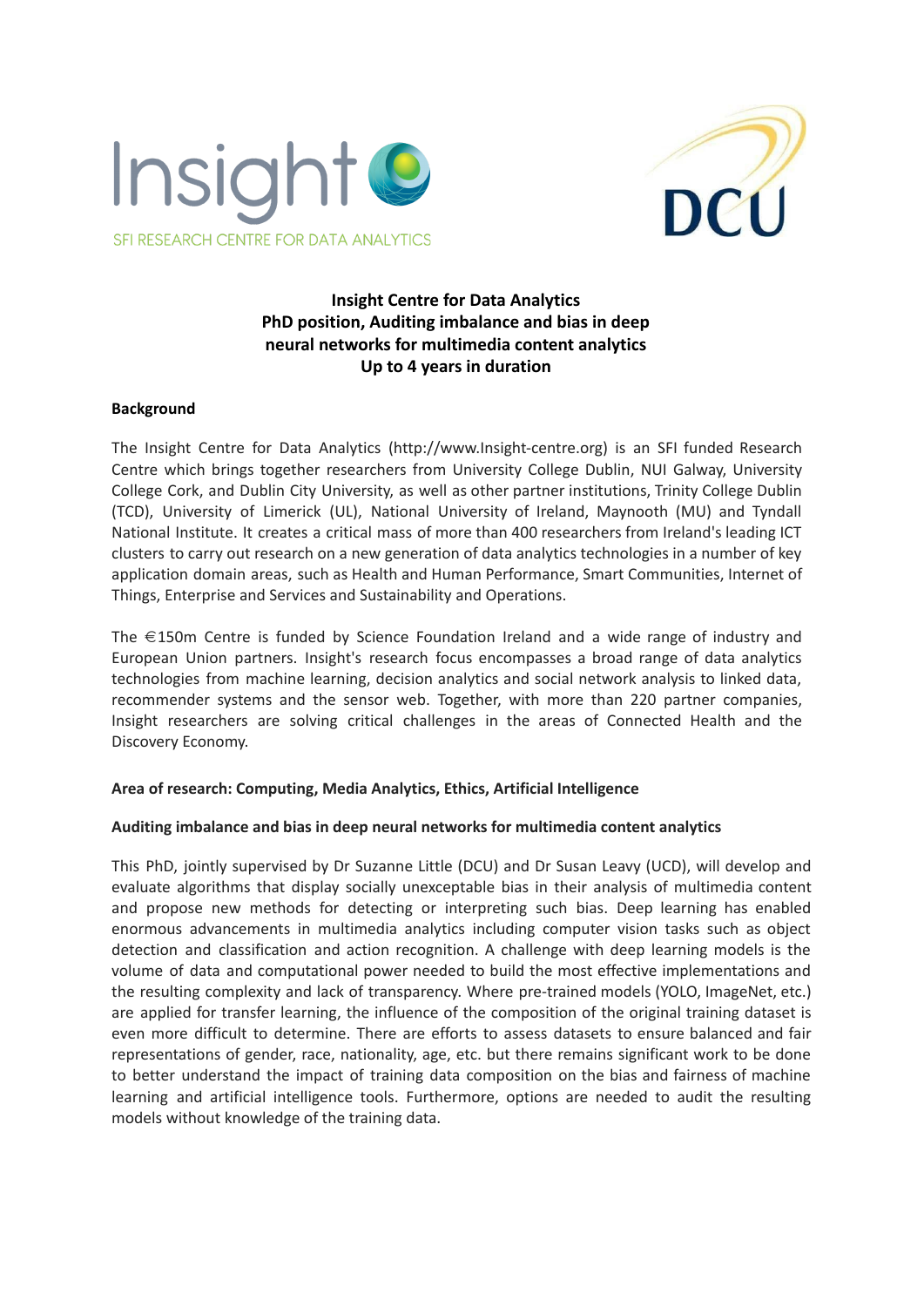Insight

SFI RESEARCH CENTRE FOR DATA ANALYTICS

DCU

# Insight Centre for Data Analytics
# PhD position, Auditing imbalance and bias in deep neural networks for multimedia content analytics
# Up to 4 years in duration

## Background

The Insight Centre for Data Analytics (http://www.Insight-centre.org) is an SFI funded Research Centre which brings together researchers from University College Dublin, NUI Galway, University College Cork, and Dublin City University, as well as other partner institutions, Trinity College Dublin (TCD), University of Limerick (UL), National University of Ireland, Maynooth (MU) and Tyndall National Institute. It creates a critical mass of more than 400 researchers from Ireland's leading ICT clusters to carry out research on a new generation of data analytics technologies in a number of key application domain areas, such as Health and Human Performance, Smart Communities, Internet of Things, Enterprise and Services and Sustainability and Operations.

The €150m Centre is funded by Science Foundation Ireland and a wide range of industry and European Union partners. Insight's research focus encompasses a broad range of data analytics technologies from machine learning, decision analytics and social network analysis to linked data, recommender systems and the sensor web. Together, with more than 220 partner companies, Insight researchers are solving critical challenges in the areas of Connected Health and the Discovery Economy.

**Area of research: Computing, Media Analytics, Ethics, Artificial Intelligence**

**Auditing imbalance and bias in deep neural networks for multimedia content analytics**

This PhD, jointly supervised by Dr Suzanne Little (DCU) and Dr Susan Leavy (UCD), will develop and evaluate algorithms that display socially unexceptable bias in their analysis of multimedia content and propose new methods for detecting or interpreting such bias. Deep learning has enabled enormous advancements in multimedia analytics including computer vision tasks such as object detection and classification and action recognition. A challenge with deep learning models is the volume of data and computational power needed to build the most effective implementations and the resulting complexity and lack of transparency. Where pre-trained models (YOLO, ImageNet, etc.) are applied for transfer learning, the influence of the composition of the original training dataset is even more difficult to determine. There are efforts to assess datasets to ensure balanced and fair representations of gender, race, nationality, age, etc. but there remains significant work to be done to better understand the impact of training data composition on the bias and fairness of machine learning and artificial intelligence tools. Furthermore, options are needed to audit the resulting models without knowledge of the training data.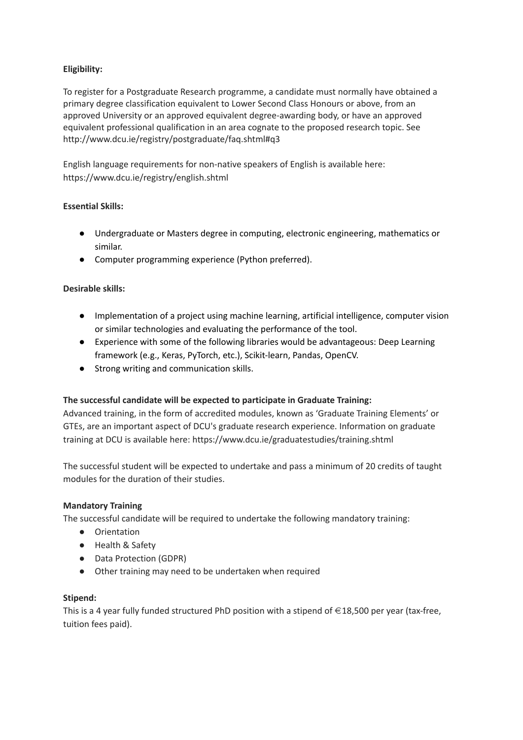**Eligibility:**

To register for a Postgraduate Research programme, a candidate must normally have obtained a primary degree classification equivalent to Lower Second Class Honours or above, from an approved University or an approved equivalent degree-awarding body, or have an approved equivalent professional qualification in an area cognate to the proposed research topic. See http://www.dcu.ie/registry/postgraduate/faq.shtml#q3

English language requirements for non-native speakers of English is available here: https://www.dcu.ie/registry/english.shtml

**Essential Skills:**

- Undergraduate or Masters degree in computing, electronic engineering, mathematics or similar.
- Computer programming experience (Python preferred).

**Desirable skills:**

- Implementation of a project using machine learning, artificial intelligence, computer vision or similar technologies and evaluating the performance of the tool.
- Experience with some of the following libraries would be advantageous: Deep Learning framework (e.g., Keras, PyTorch, etc.), Scikit-learn, Pandas, OpenCV.
- Strong writing and communication skills.

**The successful candidate will be expected to participate in Graduate Training:**

Advanced training, in the form of accredited modules, known as 'Graduate Training Elements' or GTEs, are an important aspect of DCU's graduate research experience. Information on graduate training at DCU is available here: https://www.dcu.ie/graduatestudies/training.shtml

The successful student will be expected to undertake and pass a minimum of 20 credits of taught modules for the duration of their studies.

**Mandatory Training**

The successful candidate will be required to undertake the following mandatory training:

- Orientation
- Health & Safety
- Data Protection (GDPR)
- Other training may need to be undertaken when required

**Stipend:**

This is a 4 year fully funded structured PhD position with a stipend of €18,500 per year (tax-free, tuition fees paid).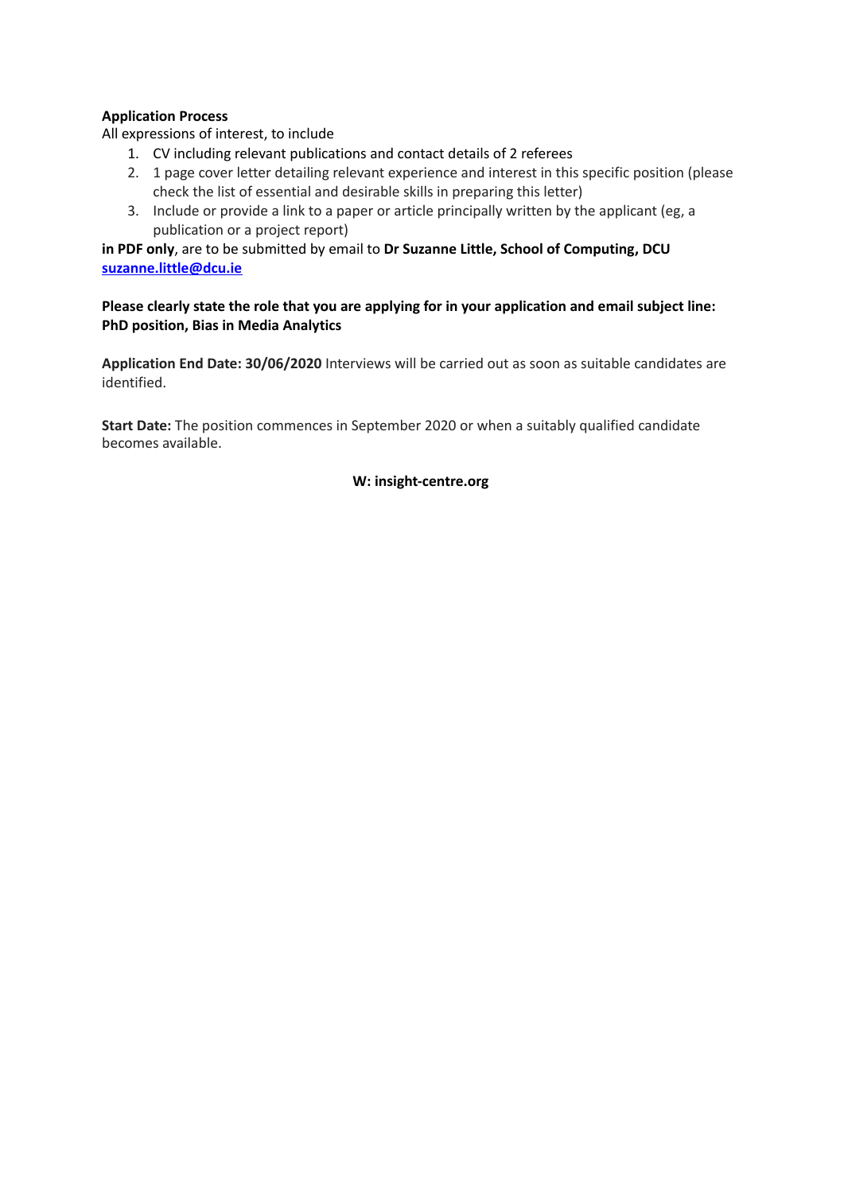**Application Process**

All expressions of interest, to include

1. CV including relevant publications and contact details of 2 referees
2. 1 page cover letter detailing relevant experience and interest in this specific position (please check the list of essential and desirable skills in preparing this letter)
3. Include or provide a link to a paper or article principally written by the applicant (eg, a publication or a project report)

**in PDF only**, are to be submitted by email to **Dr Suzanne Little, School of Computing, DCU** **suzanne.little@dcu.ie**

**Please clearly state the role that you are applying for in your application and email subject line: PhD position, Bias in Media Analytics**

**Application End Date: 30/06/2020** Interviews will be carried out as soon as suitable candidates are identified.

**Start Date:** The position commences in September 2020 or when a suitably qualified candidate becomes available.

**W: insight-centre.org**